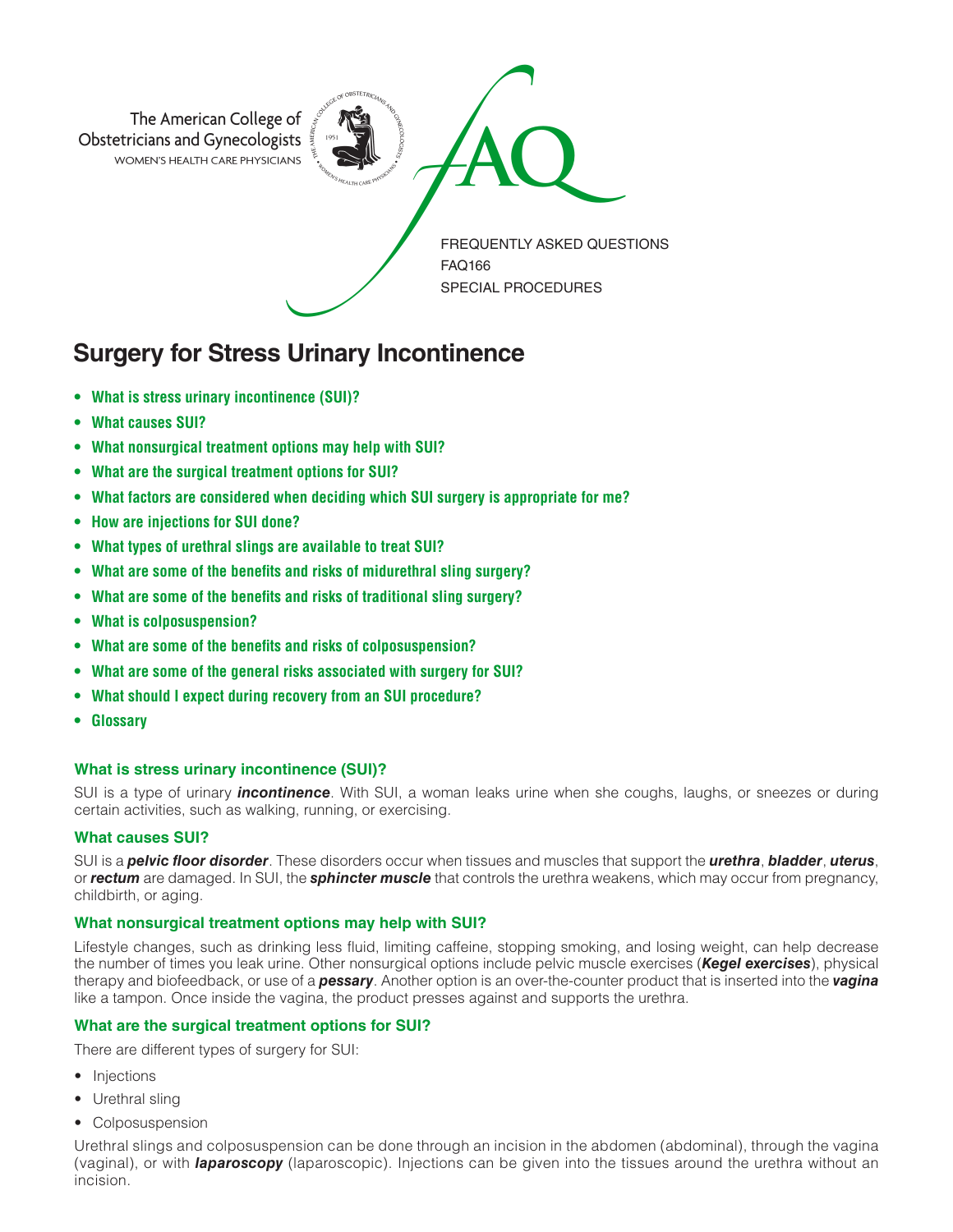The American College of Obstetricians and Gynecologists
WOMEN'S HEALTH CARE PHYSICIANS

FAQ

FREQUENTLY ASKED QUESTIONS
FAQ166
SPECIAL PROCEDURES

# Surgery for Stress Urinary Incontinence

- **What is stress urinary incontinence (SUI)?**
- **What causes SUI?**
- **What nonsurgical treatment options may help with SUI?**
- **What are the surgical treatment options for SUI?**
- **What factors are considered when deciding which SUI surgery is appropriate for me?**
- **How are injections for SUI done?**
- **What types of urethral slings are available to treat SUI?**
- **What are some of the benefits and risks of midurethral sling surgery?**
- **What are some of the benefits and risks of traditional sling surgery?**
- **What is colposuspension?**
- **What are some of the benefits and risks of colposuspension?**
- **What are some of the general risks associated with surgery for SUI?**
- **What should I expect during recovery from an SUI procedure?**
- **Glossary**

### What is stress urinary incontinence (SUI)?

SUI is a type of urinary ***incontinence***. With SUI, a woman leaks urine when she coughs, laughs, or sneezes or during certain activities, such as walking, running, or exercising.

### What causes SUI?

SUI is a ***pelvic floor disorder***. These disorders occur when tissues and muscles that support the ***urethra***, ***bladder***, ***uterus***, or ***rectum*** are damaged. In SUI, the ***sphincter muscle*** that controls the urethra weakens, which may occur from pregnancy, childbirth, or aging.

### What nonsurgical treatment options may help with SUI?

Lifestyle changes, such as drinking less fluid, limiting caffeine, stopping smoking, and losing weight, can help decrease the number of times you leak urine. Other nonsurgical options include pelvic muscle exercises (***Kegel exercises***), physical therapy and biofeedback, or use of a ***pessary***. Another option is an over-the-counter product that is inserted into the ***vagina*** like a tampon. Once inside the vagina, the product presses against and supports the urethra.

### What are the surgical treatment options for SUI?

There are different types of surgery for SUI:

- Injections
- Urethral sling
- Colposuspension

Urethral slings and colposuspension can be done through an incision in the abdomen (abdominal), through the vagina (vaginal), or with ***laparoscopy*** (laparoscopic). Injections can be given into the tissues around the urethra without an incision.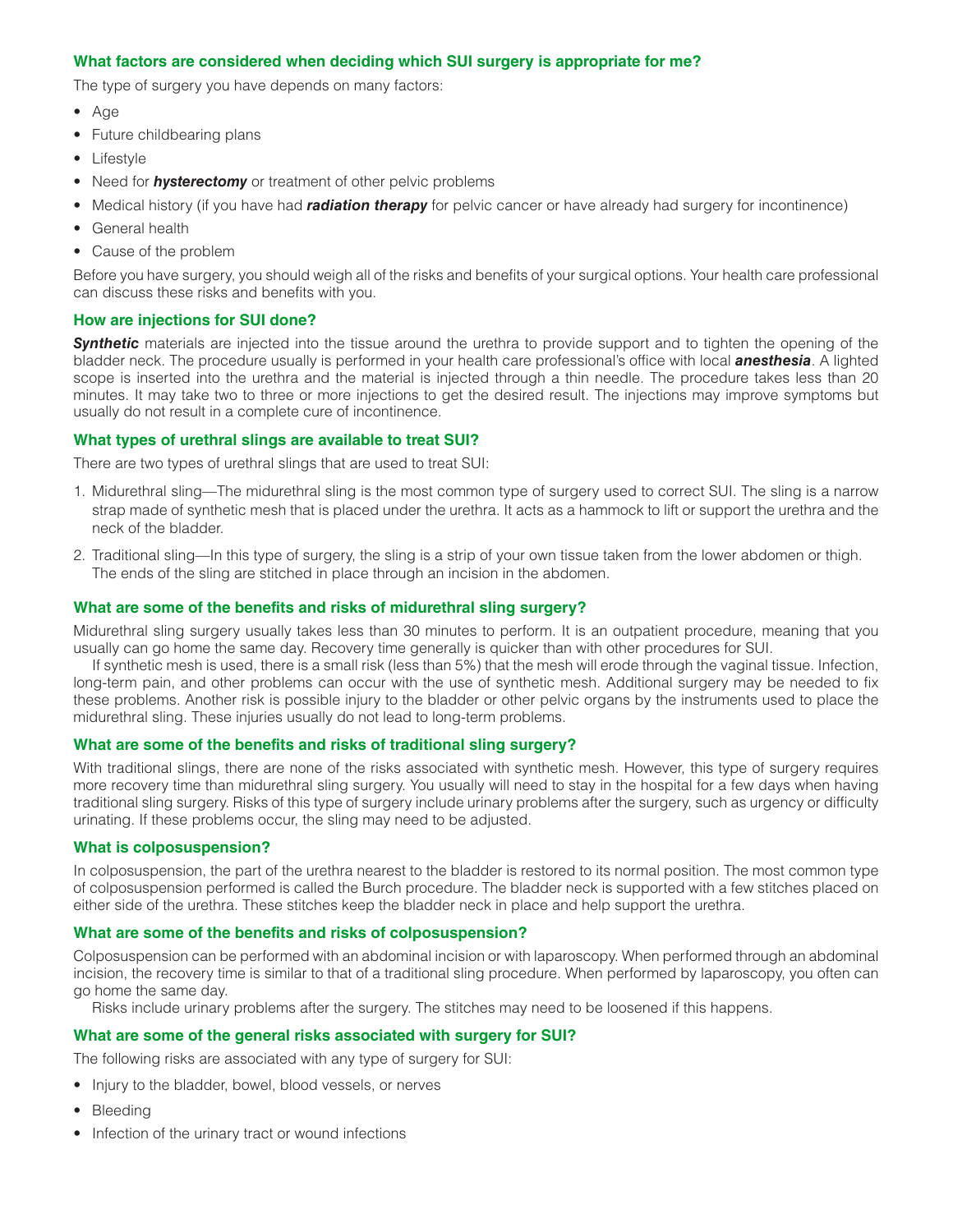### What factors are considered when deciding which SUI surgery is appropriate for me?

The type of surgery you have depends on many factors:

- Age
- Future childbearing plans
- Lifestyle
- Need for ***hysterectomy*** or treatment of other pelvic problems
- Medical history (if you have had ***radiation therapy*** for pelvic cancer or have already had surgery for incontinence)
- General health
- Cause of the problem

Before you have surgery, you should weigh all of the risks and benefits of your surgical options. Your health care professional can discuss these risks and benefits with you.

### How are injections for SUI done?

***Synthetic*** materials are injected into the tissue around the urethra to provide support and to tighten the opening of the bladder neck. The procedure usually is performed in your health care professional's office with local ***anesthesia***. A lighted scope is inserted into the urethra and the material is injected through a thin needle. The procedure takes less than 20 minutes. It may take two to three or more injections to get the desired result. The injections may improve symptoms but usually do not result in a complete cure of incontinence.

### What types of urethral slings are available to treat SUI?

There are two types of urethral slings that are used to treat SUI:

1. Midurethral sling—The midurethral sling is the most common type of surgery used to correct SUI. The sling is a narrow strap made of synthetic mesh that is placed under the urethra. It acts as a hammock to lift or support the urethra and the neck of the bladder.
2. Traditional sling—In this type of surgery, the sling is a strip of your own tissue taken from the lower abdomen or thigh. The ends of the sling are stitched in place through an incision in the abdomen.

### What are some of the benefits and risks of midurethral sling surgery?

Midurethral sling surgery usually takes less than 30 minutes to perform. It is an outpatient procedure, meaning that you usually can go home the same day. Recovery time generally is quicker than with other procedures for SUI.

If synthetic mesh is used, there is a small risk (less than 5%) that the mesh will erode through the vaginal tissue. Infection, long-term pain, and other problems can occur with the use of synthetic mesh. Additional surgery may be needed to fix these problems. Another risk is possible injury to the bladder or other pelvic organs by the instruments used to place the midurethral sling. These injuries usually do not lead to long-term problems.

### What are some of the benefits and risks of traditional sling surgery?

With traditional slings, there are none of the risks associated with synthetic mesh. However, this type of surgery requires more recovery time than midurethral sling surgery. You usually will need to stay in the hospital for a few days when having traditional sling surgery. Risks of this type of surgery include urinary problems after the surgery, such as urgency or difficulty urinating. If these problems occur, the sling may need to be adjusted.

### What is colposuspension?

In colposuspension, the part of the urethra nearest to the bladder is restored to its normal position. The most common type of colposuspension performed is called the Burch procedure. The bladder neck is supported with a few stitches placed on either side of the urethra. These stitches keep the bladder neck in place and help support the urethra.

### What are some of the benefits and risks of colposuspension?

Colposuspension can be performed with an abdominal incision or with laparoscopy. When performed through an abdominal incision, the recovery time is similar to that of a traditional sling procedure. When performed by laparoscopy, you often can go home the same day.

Risks include urinary problems after the surgery. The stitches may need to be loosened if this happens.

### What are some of the general risks associated with surgery for SUI?

The following risks are associated with any type of surgery for SUI:

- Injury to the bladder, bowel, blood vessels, or nerves
- Bleeding
- Infection of the urinary tract or wound infections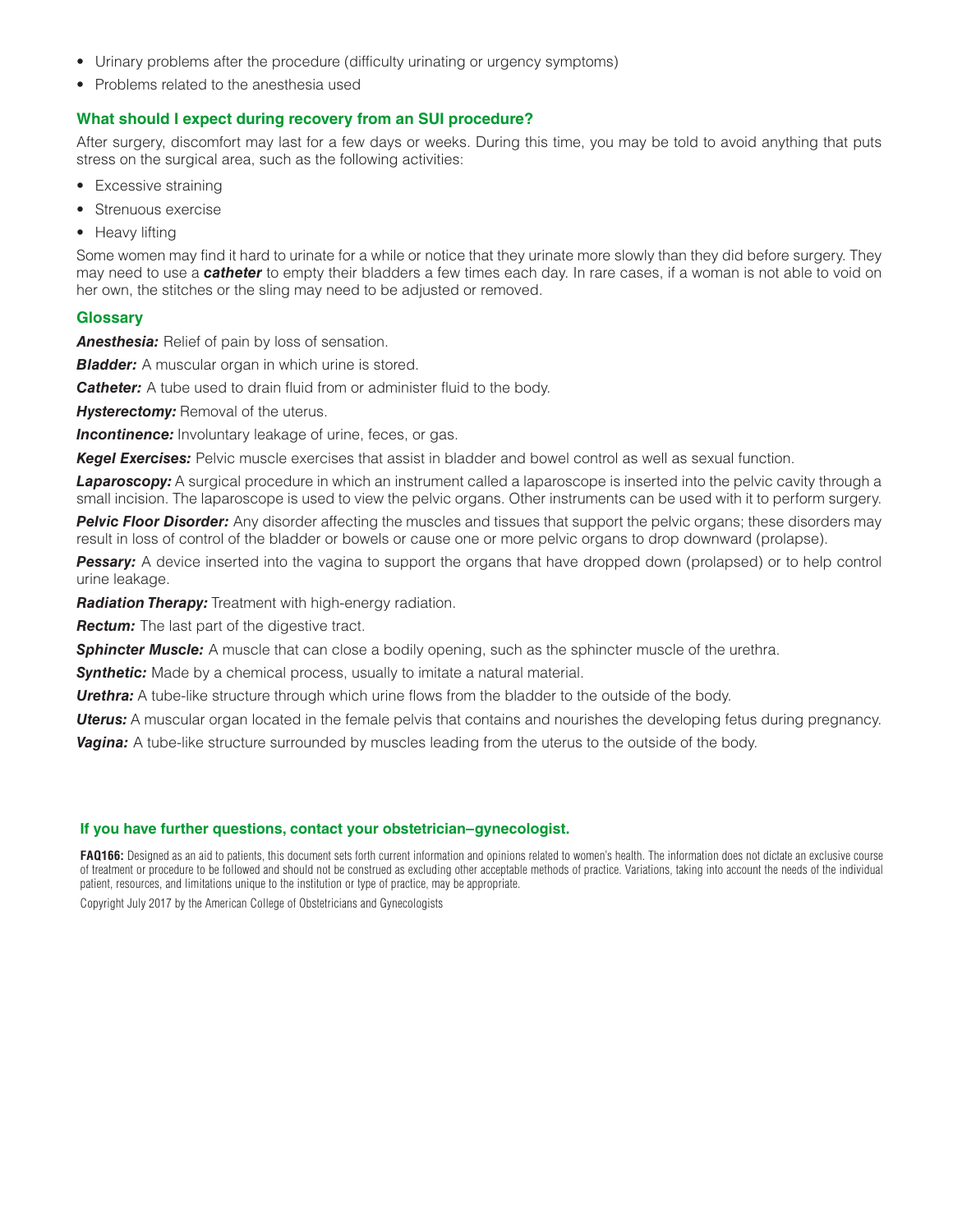- Urinary problems after the procedure (difficulty urinating or urgency symptoms)
- Problems related to the anesthesia used

### What should I expect during recovery from an SUI procedure?

After surgery, discomfort may last for a few days or weeks. During this time, you may be told to avoid anything that puts stress on the surgical area, such as the following activities:

- Excessive straining
- Strenuous exercise
- Heavy lifting

Some women may find it hard to urinate for a while or notice that they urinate more slowly than they did before surgery. They may need to use a ***catheter*** to empty their bladders a few times each day. In rare cases, if a woman is not able to void on her own, the stitches or the sling may need to be adjusted or removed.

### Glossary

***Anesthesia:*** Relief of pain by loss of sensation.

***Bladder:*** A muscular organ in which urine is stored.

***Catheter:*** A tube used to drain fluid from or administer fluid to the body.

***Hysterectomy:*** Removal of the uterus.

***Incontinence:*** Involuntary leakage of urine, feces, or gas.

***Kegel Exercises:*** Pelvic muscle exercises that assist in bladder and bowel control as well as sexual function.

***Laparoscopy:*** A surgical procedure in which an instrument called a laparoscope is inserted into the pelvic cavity through a small incision. The laparoscope is used to view the pelvic organs. Other instruments can be used with it to perform surgery.

***Pelvic Floor Disorder:*** Any disorder affecting the muscles and tissues that support the pelvic organs; these disorders may result in loss of control of the bladder or bowels or cause one or more pelvic organs to drop downward (prolapse).

***Pessary:*** A device inserted into the vagina to support the organs that have dropped down (prolapsed) or to help control urine leakage.

***Radiation Therapy:*** Treatment with high-energy radiation.

***Rectum:*** The last part of the digestive tract.

***Sphincter Muscle:*** A muscle that can close a bodily opening, such as the sphincter muscle of the urethra.

***Synthetic:*** Made by a chemical process, usually to imitate a natural material.

***Urethra:*** A tube-like structure through which urine flows from the bladder to the outside of the body.

***Uterus:*** A muscular organ located in the female pelvis that contains and nourishes the developing fetus during pregnancy.

***Vagina:*** A tube-like structure surrounded by muscles leading from the uterus to the outside of the body.

**If you have further questions, contact your obstetrician–gynecologist.**

**FAQ166:** Designed as an aid to patients, this document sets forth current information and opinions related to women's health. The information does not dictate an exclusive course of treatment or procedure to be followed and should not be construed as excluding other acceptable methods of practice. Variations, taking into account the needs of the individual patient, resources, and limitations unique to the institution or type of practice, may be appropriate.

Copyright July 2017 by the American College of Obstetricians and Gynecologists